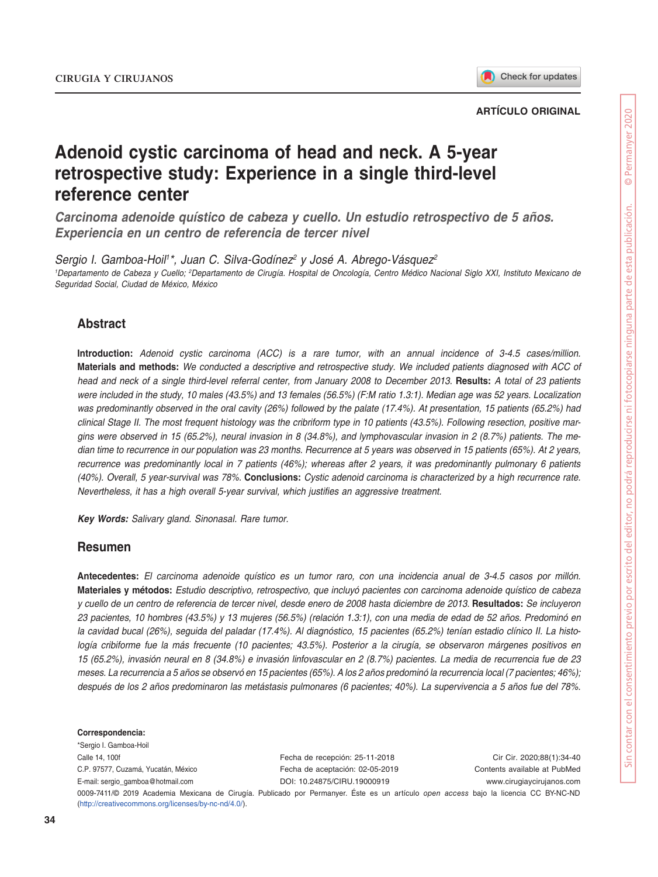ARTÍCULO ORIGINAL

# Adenoid cystic carcinoma of head and neck. A 5-year retrospective study: Experience in a single third-level reference center

## *Carcinoma adenoide quístico de cabeza y cuello. Un estudio retrospectivo de 5 años. Experiencia en un centro de referencia de tercer nivel*

*Sergio I. Gamboa-Hoil[1]\*, Juan C. Silva-Godínez[2] y José A. Abrego-Vásquez[2]*

*[1]Departamento de Cabeza y Cuello; [2]Departamento de Cirugía. Hospital de Oncología, Centro Médico Nacional Siglo XXI, Instituto Mexicano de Seguridad Social, Ciudad de México, México*

## Abstract

**Introduction:** *Adenoid cystic carcinoma (ACC) is a rare tumor, with an annual incidence of 3-4.5 cases/million.* **Materials and methods:** *We conducted a descriptive and retrospective study. We included patients diagnosed with ACC of head and neck of a single third-level referral center, from January 2008 to December 2013.* **Results:** *A total of 23 patients were included in the study, 10 males (43.5%) and 13 females (56.5%) (F:M ratio 1.3:1). Median age was 52 years. Localization was predominantly observed in the oral cavity (26%) followed by the palate (17.4%). At presentation, 15 patients (65.2%) had clinical Stage II. The most frequent histology was the cribriform type in 10 patients (43.5%). Following resection, positive margins were observed in 15 (65.2%), neural invasion in 8 (34.8%), and lymphovascular invasion in 2 (8.7%) patients. The median time to recurrence in our population was 23 months. Recurrence at 5 years was observed in 15 patients (65%). At 2 years, recurrence was predominantly local in 7 patients (46%); whereas after 2 years, it was predominantly pulmonary 6 patients (40%). Overall, 5 year-survival was 78%.* **Conclusions:** *Cystic adenoid carcinoma is characterized by a high recurrence rate. Nevertheless, it has a high overall 5-year survival, which justifies an aggressive treatment.*

***Key Words:*** *Salivary gland. Sinonasal. Rare tumor.*

## Resumen

**Antecedentes:** *El carcinoma adenoide quístico es un tumor raro, con una incidencia anual de 3-4.5 casos por millón.* **Materiales y métodos:** *Estudio descriptivo, retrospectivo, que incluyó pacientes con carcinoma adenoide quístico de cabeza y cuello de un centro de referencia de tercer nivel, desde enero de 2008 hasta diciembre de 2013.* **Resultados:** *Se incluyeron 23 pacientes, 10 hombres (43.5%) y 13 mujeres (56.5%) (relación 1.3:1), con una media de edad de 52 años. Predominó en la cavidad bucal (26%), seguida del paladar (17.4%). Al diagnóstico, 15 pacientes (65.2%) tenían estadio clínico II. La histología cribiforme fue la más frecuente (10 pacientes; 43.5%). Posterior a la cirugía, se observaron márgenes positivos en 15 (65.2%), invasión neural en 8 (34.8%) e invasión linfovascular en 2 (8.7%) pacientes. La media de recurrencia fue de 23 meses. La recurrencia a 5 años se observó en 15 pacientes (65%). A los 2 años predominó la recurrencia local (7 pacientes; 46%); después de los 2 años predominaron las metástasis pulmonares (6 pacientes; 40%). La supervivencia a 5 años fue del 78%.*

**Correspondencia:**
\*Sergio I. Gamboa-Hoil
Calle 14, 100f
C.P. 97577, Cuzamá, Yucatán, México
E-mail: sergio_gamboa@hotmail.com

Fecha de recepción: 25-11-2018
Fecha de aceptación: 02-05-2019
DOI: 10.24875/CIRU.19000919

Cir Cir. 2020;88(1):34-40
Contents available at PubMed
www.cirugiaycirujanos.com

0009-7411/© 2019 Academia Mexicana de Cirugía. Publicado por Permanyer. Éste es un artículo *open access* bajo la licencia CC BY-NC-ND (http://creativecommons.org/licenses/by-nc-nd/4.0/).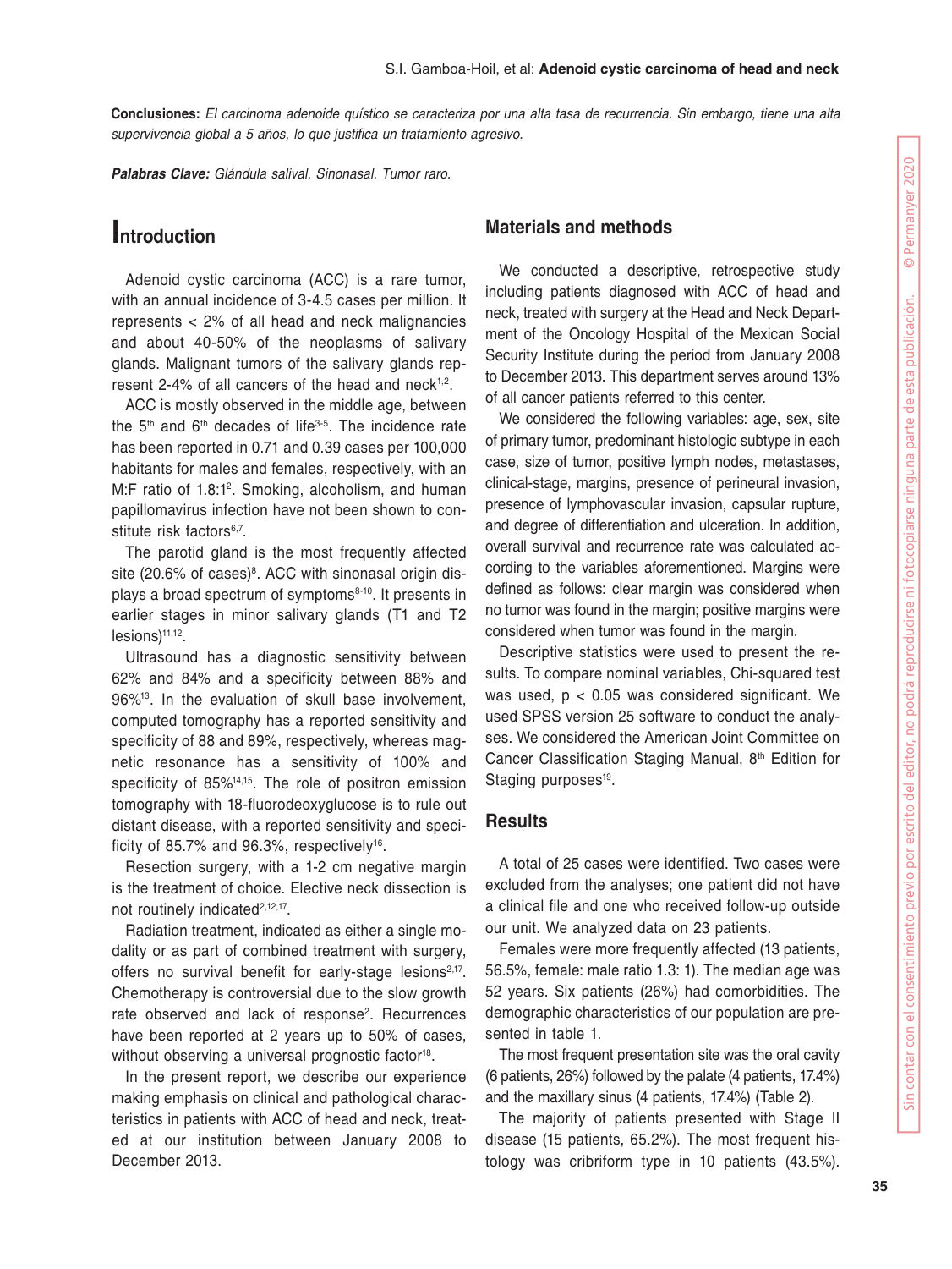**Conclusiones:** *El carcinoma adenoide quístico se caracteriza por una alta tasa de recurrencia. Sin embargo, tiene una alta supervivencia global a 5 años, lo que justifica un tratamiento agresivo.*

***Palabras Clave:*** *Glándula salival. Sinonasal. Tumor raro.*

## Introduction

Adenoid cystic carcinoma (ACC) is a rare tumor, with an annual incidence of 3-4.5 cases per million. It represents < 2% of all head and neck malignancies and about 40-50% of the neoplasms of salivary glands. Malignant tumors of the salivary glands represent 2-4% of all cancers of the head and neck[1,2].

ACC is mostly observed in the middle age, between the 5th and 6th decades of life[3-5]. The incidence rate has been reported in 0.71 and 0.39 cases per 100,000 habitants for males and females, respectively, with an M:F ratio of 1.8:1[2]. Smoking, alcoholism, and human papillomavirus infection have not been shown to constitute risk factors[6,7].

The parotid gland is the most frequently affected site (20.6% of cases)[8]. ACC with sinonasal origin displays a broad spectrum of symptoms[8-10]. It presents in earlier stages in minor salivary glands (T1 and T2 lesions)[11,12].

Ultrasound has a diagnostic sensitivity between 62% and 84% and a specificity between 88% and 96%[13]. In the evaluation of skull base involvement, computed tomography has a reported sensitivity and specificity of 88 and 89%, respectively, whereas magnetic resonance has a sensitivity of 100% and specificity of 85%[14,15]. The role of positron emission tomography with 18-fluorodeoxyglucose is to rule out distant disease, with a reported sensitivity and specificity of 85.7% and 96.3%, respectively[16].

Resection surgery, with a 1-2 cm negative margin is the treatment of choice. Elective neck dissection is not routinely indicated[2,12,17].

Radiation treatment, indicated as either a single modality or as part of combined treatment with surgery, offers no survival benefit for early-stage lesions[2,17]. Chemotherapy is controversial due to the slow growth rate observed and lack of response[2]. Recurrences have been reported at 2 years up to 50% of cases, without observing a universal prognostic factor[18].

In the present report, we describe our experience making emphasis on clinical and pathological characteristics in patients with ACC of head and neck, treated at our institution between January 2008 to December 2013.

## Materials and methods

We conducted a descriptive, retrospective study including patients diagnosed with ACC of head and neck, treated with surgery at the Head and Neck Department of the Oncology Hospital of the Mexican Social Security Institute during the period from January 2008 to December 2013. This department serves around 13% of all cancer patients referred to this center.

We considered the following variables: age, sex, site of primary tumor, predominant histologic subtype in each case, size of tumor, positive lymph nodes, metastases, clinical-stage, margins, presence of perineural invasion, presence of lymphovascular invasion, capsular rupture, and degree of differentiation and ulceration. In addition, overall survival and recurrence rate was calculated according to the variables aforementioned. Margins were defined as follows: clear margin was considered when no tumor was found in the margin; positive margins were considered when tumor was found in the margin.

Descriptive statistics were used to present the results. To compare nominal variables, Chi-squared test was used, $p < 0.05$ was considered significant. We used SPSS version 25 software to conduct the analyses. We considered the American Joint Committee on Cancer Classification Staging Manual, 8th Edition for Staging purposes[19].

## Results

A total of 25 cases were identified. Two cases were excluded from the analyses; one patient did not have a clinical file and one who received follow-up outside our unit. We analyzed data on 23 patients.

Females were more frequently affected (13 patients, 56.5%, female: male ratio 1.3: 1). The median age was 52 years. Six patients (26%) had comorbidities. The demographic characteristics of our population are presented in table 1.

The most frequent presentation site was the oral cavity (6 patients, 26%) followed by the palate (4 patients, 17.4%) and the maxillary sinus (4 patients, 17.4%) (Table 2).

The majority of patients presented with Stage II disease (15 patients, 65.2%). The most frequent histology was cribriform type in 10 patients (43.5%).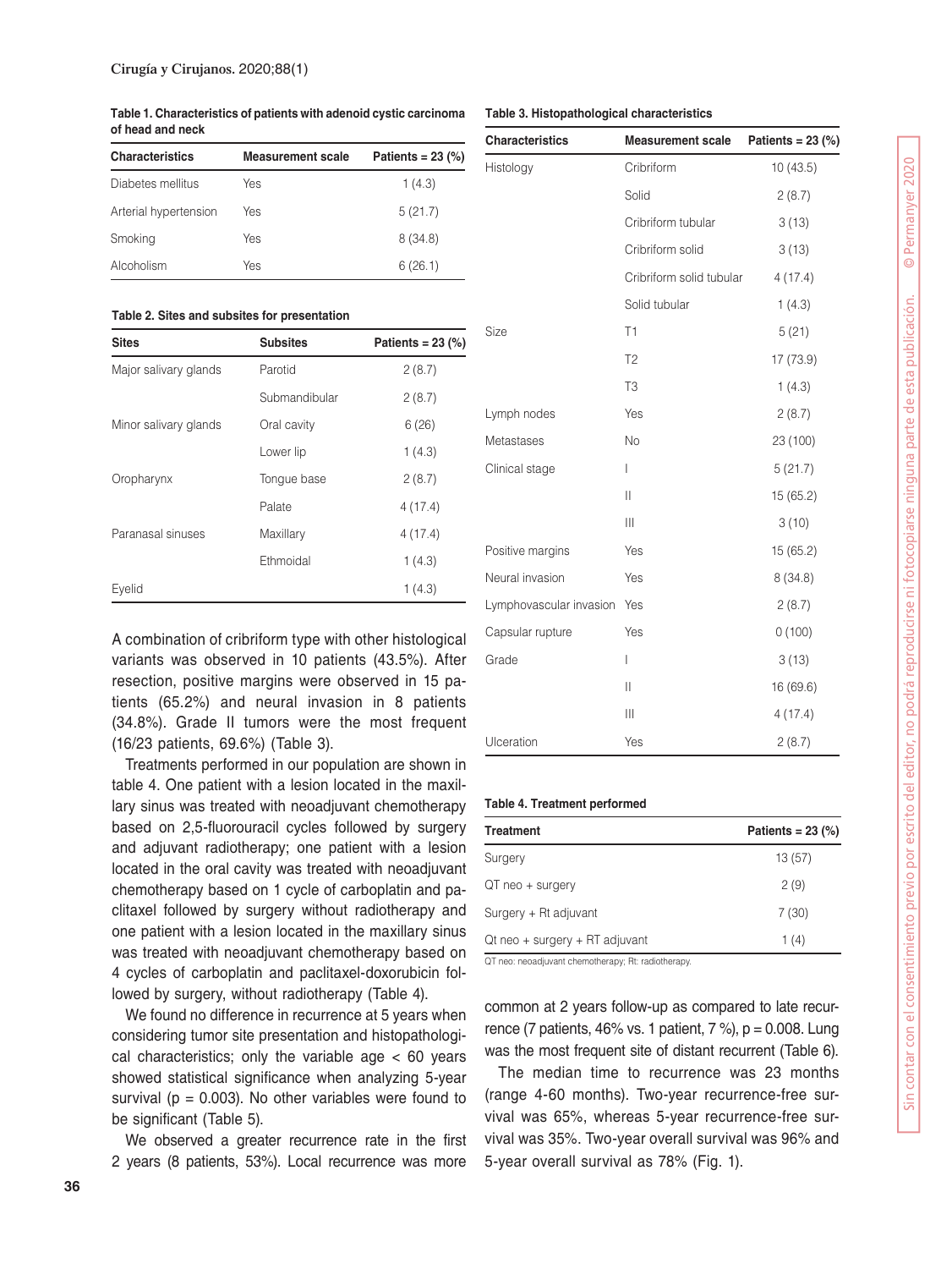**Table 1. Characteristics of patients with adenoid cystic carcinoma of head and neck**

| Characteristics | Measurement scale | Patients = 23 (%) |
|---|---|---|
| Diabetes mellitus | Yes | 1 (4.3) |
| Arterial hypertension | Yes | 5 (21.7) |
| Smoking | Yes | 8 (34.8) |
| Alcoholism | Yes | 6 (26.1) |

**Table 2. Sites and subsites for presentation**

| Sites | Subsites | Patients = 23 (%) |
|---|---|---|
| Major salivary glands | Parotid | 2 (8.7) |
| | Submandibular | 2 (8.7) |
| Minor salivary glands | Oral cavity | 6 (26) |
| | Lower lip | 1 (4.3) |
| Oropharynx | Tongue base | 2 (8.7) |
| | Palate | 4 (17.4) |
| Paranasal sinuses | Maxillary | 4 (17.4) |
| | Ethmoidal | 1 (4.3) |
| Eyelid | | 1 (4.3) |

A combination of cribriform type with other histological variants was observed in 10 patients (43.5%). After resection, positive margins were observed in 15 patients (65.2%) and neural invasion in 8 patients (34.8%). Grade II tumors were the most frequent (16/23 patients, 69.6%) (Table 3).

Treatments performed in our population are shown in table 4. One patient with a lesion located in the maxillary sinus was treated with neoadjuvant chemotherapy based on 2,5-fluorouracil cycles followed by surgery and adjuvant radiotherapy; one patient with a lesion located in the oral cavity was treated with neoadjuvant chemotherapy based on 1 cycle of carboplatin and paclitaxel followed by surgery without radiotherapy and one patient with a lesion located in the maxillary sinus was treated with neoadjuvant chemotherapy based on 4 cycles of carboplatin and paclitaxel-doxorubicin followed by surgery, without radiotherapy (Table 4).

We found no difference in recurrence at 5 years when considering tumor site presentation and histopathological characteristics; only the variable age < 60 years showed statistical significance when analyzing 5-year survival (p = 0.003). No other variables were found to be significant (Table 5).

We observed a greater recurrence rate in the first 2 years (8 patients, 53%). Local recurrence was more common at 2 years follow-up as compared to late recurrence (7 patients, 46% vs. 1 patient, 7 %), p = 0.008. Lung was the most frequent site of distant recurrent (Table 6).

The median time to recurrence was 23 months (range 4-60 months). Two-year recurrence-free survival was 65%, whereas 5-year recurrence-free survival was 35%. Two-year overall survival was 96% and 5-year overall survival as 78% (Fig. 1).

**Table 3. Histopathological characteristics**

| Characteristics | Measurement scale | Patients = 23 (%) |
|---|---|---|
| Histology | Cribriform | 10 (43.5) |
| | Solid | 2 (8.7) |
| | Cribriform tubular | 3 (13) |
| | Cribriform solid | 3 (13) |
| | Cribriform solid tubular | 4 (17.4) |
| | Solid tubular | 1 (4.3) |
| Size | T1 | 5 (21) |
| | T2 | 17 (73.9) |
| | T3 | 1 (4.3) |
| Lymph nodes | Yes | 2 (8.7) |
| Metastases | No | 23 (100) |
| Clinical stage | I | 5 (21.7) |
| | II | 15 (65.2) |
| | III | 3 (10) |
| Positive margins | Yes | 15 (65.2) |
| Neural invasion | Yes | 8 (34.8) |
| Lymphovascular invasion | Yes | 2 (8.7) |
| Capsular rupture | Yes | 0 (100) |
| Grade | I | 3 (13) |
| | II | 16 (69.6) |
| | III | 4 (17.4) |
| Ulceration | Yes | 2 (8.7) |

**Table 4. Treatment performed**

| Treatment | Patients = 23 (%) |
|---|---|
| Surgery | 13 (57) |
| QT neo + surgery | 2 (9) |
| Surgery + Rt adjuvant | 7 (30) |
| Qt neo + surgery + RT adjuvant | 1 (4) |

QT neo: neoadjuvant chemotherapy; Rt: radiotherapy.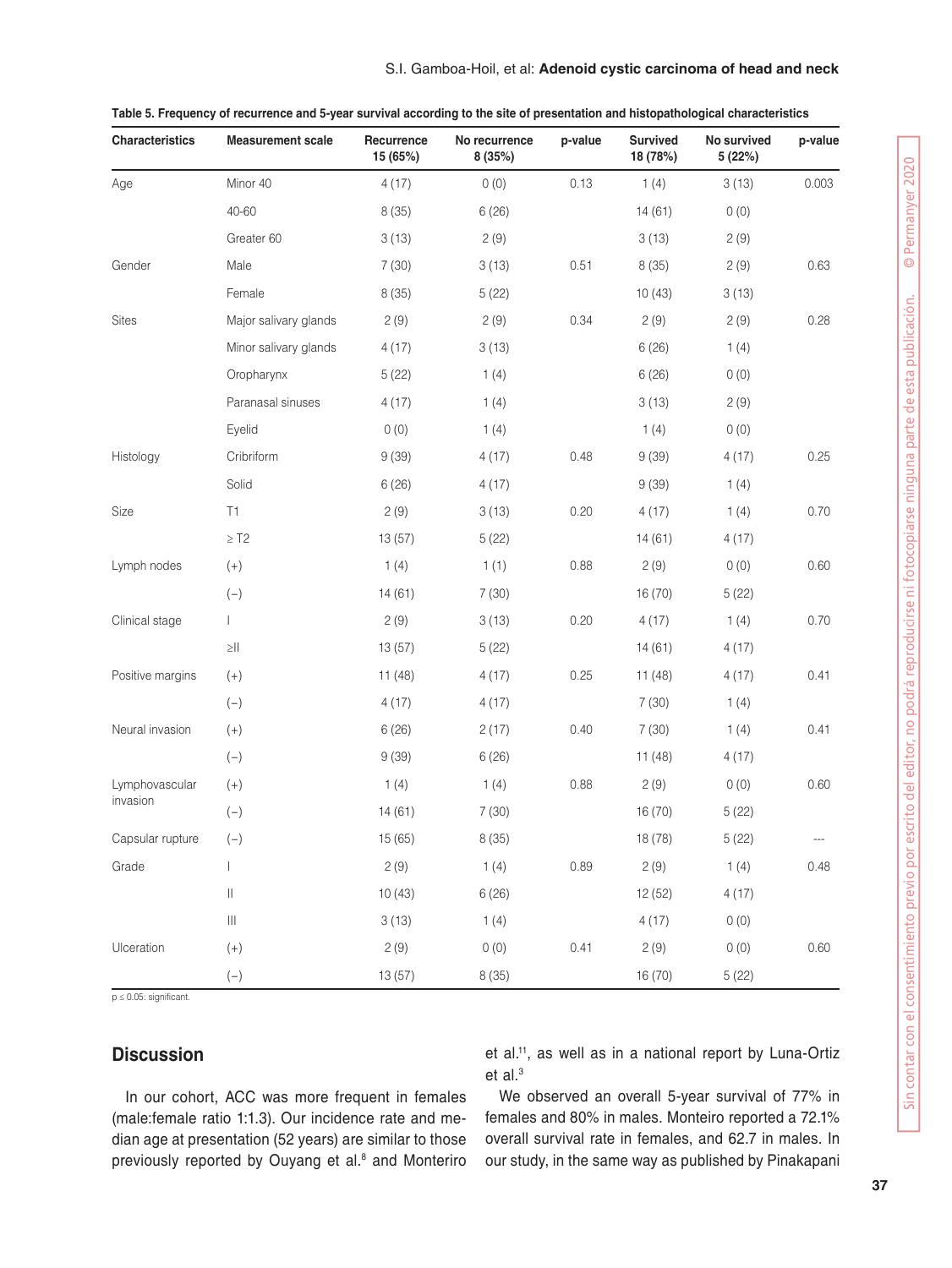**Table 5. Frequency of recurrence and 5-year survival according to the site of presentation and histopathological characteristics**

| Characteristics | Measurement scale | Recurrence 15 (65%) | No recurrence 8 (35%) | p-value | Survived 18 (78%) | No survived 5 (22%) | p-value |
|---|---|---|---|---|---|---|---|
| Age | Minor 40 | 4 (17) | 0 (0) | 0.13 | 1 (4) | 3 (13) | 0.003 |
| | 40-60 | 8 (35) | 6 (26) | | 14 (61) | 0 (0) | |
| | Greater 60 | 3 (13) | 2 (9) | | 3 (13) | 2 (9) | |
| Gender | Male | 7 (30) | 3 (13) | 0.51 | 8 (35) | 2 (9) | 0.63 |
| | Female | 8 (35) | 5 (22) | | 10 (43) | 3 (13) | |
| Sites | Major salivary glands | 2 (9) | 2 (9) | 0.34 | 2 (9) | 2 (9) | 0.28 |
| | Minor salivary glands | 4 (17) | 3 (13) | | 6 (26) | 1 (4) | |
| | Oropharynx | 5 (22) | 1 (4) | | 6 (26) | 0 (0) | |
| | Paranasal sinuses | 4 (17) | 1 (4) | | 3 (13) | 2 (9) | |
| | Eyelid | 0 (0) | 1 (4) | | 1 (4) | 0 (0) | |
| Histology | Cribriform | 9 (39) | 4 (17) | 0.48 | 9 (39) | 4 (17) | 0.25 |
| | Solid | 6 (26) | 4 (17) | | 9 (39) | 1 (4) | |
| Size | T1 | 2 (9) | 3 (13) | 0.20 | 4 (17) | 1 (4) | 0.70 |
| | ≥ T2 | 13 (57) | 5 (22) | | 14 (61) | 4 (17) | |
| Lymph nodes | (+) | 1 (4) | 1 (1) | 0.88 | 2 (9) | 0 (0) | 0.60 |
| | (−) | 14 (61) | 7 (30) | | 16 (70) | 5 (22) | |
| Clinical stage | I | 2 (9) | 3 (13) | 0.20 | 4 (17) | 1 (4) | 0.70 |
| | ≥II | 13 (57) | 5 (22) | | 14 (61) | 4 (17) | |
| Positive margins | (+) | 11 (48) | 4 (17) | 0.25 | 11 (48) | 4 (17) | 0.41 |
| | (−) | 4 (17) | 4 (17) | | 7 (30) | 1 (4) | |
| Neural invasion | (+) | 6 (26) | 2 (17) | 0.40 | 7 (30) | 1 (4) | 0.41 |
| | (−) | 9 (39) | 6 (26) | | 11 (48) | 4 (17) | |
| Lymphovascular invasion | (+) | 1 (4) | 1 (4) | 0.88 | 2 (9) | 0 (0) | 0.60 |
| | (−) | 14 (61) | 7 (30) | | 16 (70) | 5 (22) | |
| Capsular rupture | (−) | 15 (65) | 8 (35) | | 18 (78) | 5 (22) | --- |
| Grade | I | 2 (9) | 1 (4) | 0.89 | 2 (9) | 1 (4) | 0.48 |
| | II | 10 (43) | 6 (26) | | 12 (52) | 4 (17) | |
| | III | 3 (13) | 1 (4) | | 4 (17) | 0 (0) | |
| Ulceration | (+) | 2 (9) | 0 (0) | 0.41 | 2 (9) | 0 (0) | 0.60 |
| | (−) | 13 (57) | 8 (35) | | 16 (70) | 5 (22) | |

p ≤ 0.05: significant.

## Discussion

In our cohort, ACC was more frequent in females (male:female ratio 1:1.3). Our incidence rate and median age at presentation (52 years) are similar to those previously reported by Ouyang et al.[8] and Monteriro et al.[11], as well as in a national report by Luna-Ortiz et al.[3]

We observed an overall 5-year survival of 77% in females and 80% in males. Monteiro reported a 72.1% overall survival rate in females, and 62.7 in males. In our study, in the same way as published by Pinakapani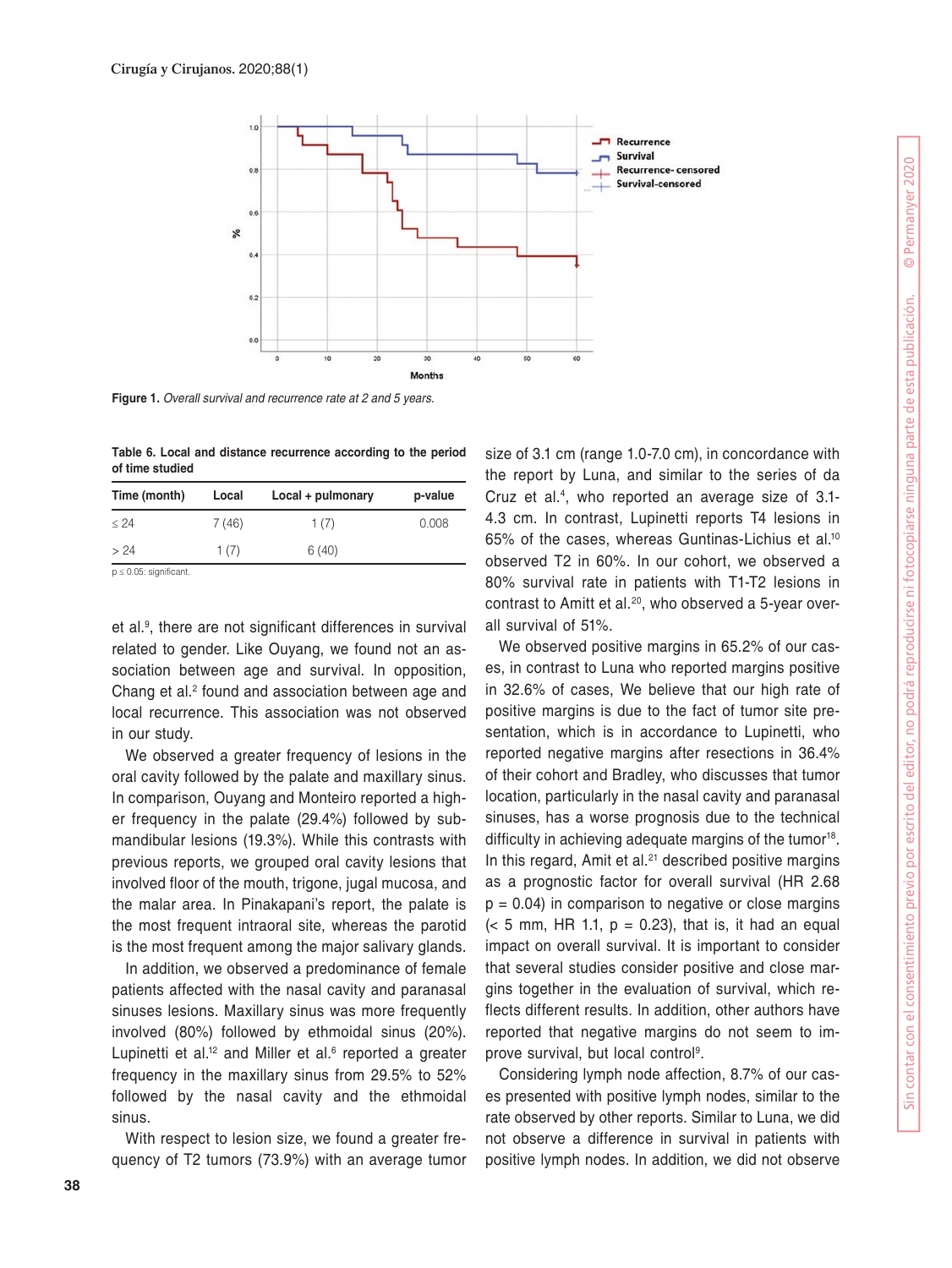Figure 1. *Overall survival and recurrence rate at 2 and 5 years.*

**Table 6. Local and distance recurrence according to the period of time studied**

| Time (month) | Local | Local + pulmonary | p-value |
|---|---|---|---|
| ≤ 24 | 7 (46) | 1 (7) | 0.008 |
| > 24 | 1 (7) | 6 (40) | |

p ≤ 0.05: significant.

et al.[9], there are not significant differences in survival related to gender. Like Ouyang, we found not an association between age and survival. In opposition, Chang et al.[2] found and association between age and local recurrence. This association was not observed in our study.

We observed a greater frequency of lesions in the oral cavity followed by the palate and maxillary sinus. In comparison, Ouyang and Monteiro reported a higher frequency in the palate (29.4%) followed by submandibular lesions (19.3%). While this contrasts with previous reports, we grouped oral cavity lesions that involved floor of the mouth, trigone, jugal mucosa, and the malar area. In Pinakapani's report, the palate is the most frequent intraoral site, whereas the parotid is the most frequent among the major salivary glands.

In addition, we observed a predominance of female patients affected with the nasal cavity and paranasal sinuses lesions. Maxillary sinus was more frequently involved (80%) followed by ethmoidal sinus (20%). Lupinetti et al.[12] and Miller et al.[6] reported a greater frequency in the maxillary sinus from 29.5% to 52% followed by the nasal cavity and the ethmoidal sinus.

With respect to lesion size, we found a greater frequency of T2 tumors (73.9%) with an average tumor size of 3.1 cm (range 1.0-7.0 cm), in concordance with the report by Luna, and similar to the series of da Cruz et al.[4], who reported an average size of 3.1-4.3 cm. In contrast, Lupinetti reports T4 lesions in 65% of the cases, whereas Guntinas-Lichius et al.[10] observed T2 in 60%. In our cohort, we observed a 80% survival rate in patients with T1-T2 lesions in contrast to Amitt et al.[20], who observed a 5-year overall survival of 51%.

We observed positive margins in 65.2% of our cases, in contrast to Luna who reported margins positive in 32.6% of cases, We believe that our high rate of positive margins is due to the fact of tumor site presentation, which is in accordance to Lupinetti, who reported negative margins after resections in 36.4% of their cohort and Bradley, who discusses that tumor location, particularly in the nasal cavity and paranasal sinuses, has a worse prognosis due to the technical difficulty in achieving adequate margins of the tumor[18]. In this regard, Amit et al.[21] described positive margins as a prognostic factor for overall survival (HR 2.68 p = 0.04) in comparison to negative or close margins (< 5 mm, HR 1.1, p = 0.23), that is, it had an equal impact on overall survival. It is important to consider that several studies consider positive and close margins together in the evaluation of survival, which reflects different results. In addition, other authors have reported that negative margins do not seem to improve survival, but local control[9].

Considering lymph node affection, 8.7% of our cases presented with positive lymph nodes, similar to the rate observed by other reports. Similar to Luna, we did not observe a difference in survival in patients with positive lymph nodes. In addition, we did not observe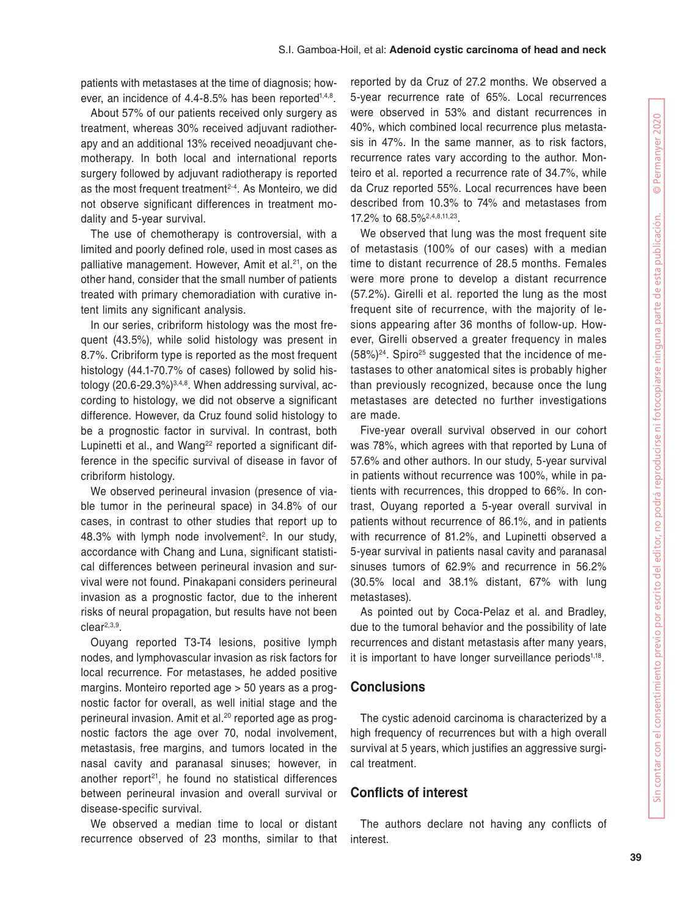patients with metastases at the time of diagnosis; however, an incidence of 4.4-8.5% has been reported[1,4,8].

About 57% of our patients received only surgery as treatment, whereas 30% received adjuvant radiotherapy and an additional 13% received neoadjuvant chemotherapy. In both local and international reports surgery followed by adjuvant radiotherapy is reported as the most frequent treatment[2-4]. As Monteiro, we did not observe significant differences in treatment modality and 5-year survival.

The use of chemotherapy is controversial, with a limited and poorly defined role, used in most cases as palliative management. However, Amit et al.[21], on the other hand, consider that the small number of patients treated with primary chemoradiation with curative intent limits any significant analysis.

In our series, cribriform histology was the most frequent (43.5%), while solid histology was present in 8.7%. Cribriform type is reported as the most frequent histology (44.1-70.7% of cases) followed by solid histology (20.6-29.3%)[3,4,8]. When addressing survival, according to histology, we did not observe a significant difference. However, da Cruz found solid histology to be a prognostic factor in survival. In contrast, both Lupinetti et al., and Wang[22] reported a significant difference in the specific survival of disease in favor of cribriform histology.

We observed perineural invasion (presence of viable tumor in the perineural space) in 34.8% of our cases, in contrast to other studies that report up to 48.3% with lymph node involvement[2]. In our study, accordance with Chang and Luna, significant statistical differences between perineural invasion and survival were not found. Pinakapani considers perineural invasion as a prognostic factor, due to the inherent risks of neural propagation, but results have not been clear[2,3,9].

Ouyang reported T3-T4 lesions, positive lymph nodes, and lymphovascular invasion as risk factors for local recurrence. For metastases, he added positive margins. Monteiro reported age > 50 years as a prognostic factor for overall, as well initial stage and the perineural invasion. Amit et al.[20] reported age as prognostic factors the age over 70, nodal involvement, metastasis, free margins, and tumors located in the nasal cavity and paranasal sinuses; however, in another report[21], he found no statistical differences between perineural invasion and overall survival or disease-specific survival.

We observed a median time to local or distant recurrence observed of 23 months, similar to that reported by da Cruz of 27.2 months. We observed a 5-year recurrence rate of 65%. Local recurrences were observed in 53% and distant recurrences in 40%, which combined local recurrence plus metastasis in 47%. In the same manner, as to risk factors, recurrence rates vary according to the author. Monteiro et al. reported a recurrence rate of 34.7%, while da Cruz reported 55%. Local recurrences have been described from 10.3% to 74% and metastases from 17.2% to 68.5%[2,4,8,11,23].

We observed that lung was the most frequent site of metastasis (100% of our cases) with a median time to distant recurrence of 28.5 months. Females were more prone to develop a distant recurrence (57.2%). Girelli et al. reported the lung as the most frequent site of recurrence, with the majority of lesions appearing after 36 months of follow-up. However, Girelli observed a greater frequency in males (58%)[24]. Spiro[25] suggested that the incidence of metastases to other anatomical sites is probably higher than previously recognized, because once the lung metastases are detected no further investigations are made.

Five-year overall survival observed in our cohort was 78%, which agrees with that reported by Luna of 57.6% and other authors. In our study, 5-year survival in patients without recurrence was 100%, while in patients with recurrences, this dropped to 66%. In contrast, Ouyang reported a 5-year overall survival in patients without recurrence of 86.1%, and in patients with recurrence of 81.2%, and Lupinetti observed a 5-year survival in patients nasal cavity and paranasal sinuses tumors of 62.9% and recurrence in 56.2% (30.5% local and 38.1% distant, 67% with lung metastases).

As pointed out by Coca-Pelaz et al. and Bradley, due to the tumoral behavior and the possibility of late recurrences and distant metastasis after many years, it is important to have longer surveillance periods[1,18].

## Conclusions

The cystic adenoid carcinoma is characterized by a high frequency of recurrences but with a high overall survival at 5 years, which justifies an aggressive surgical treatment.

## Conflicts of interest

The authors declare not having any conflicts of interest.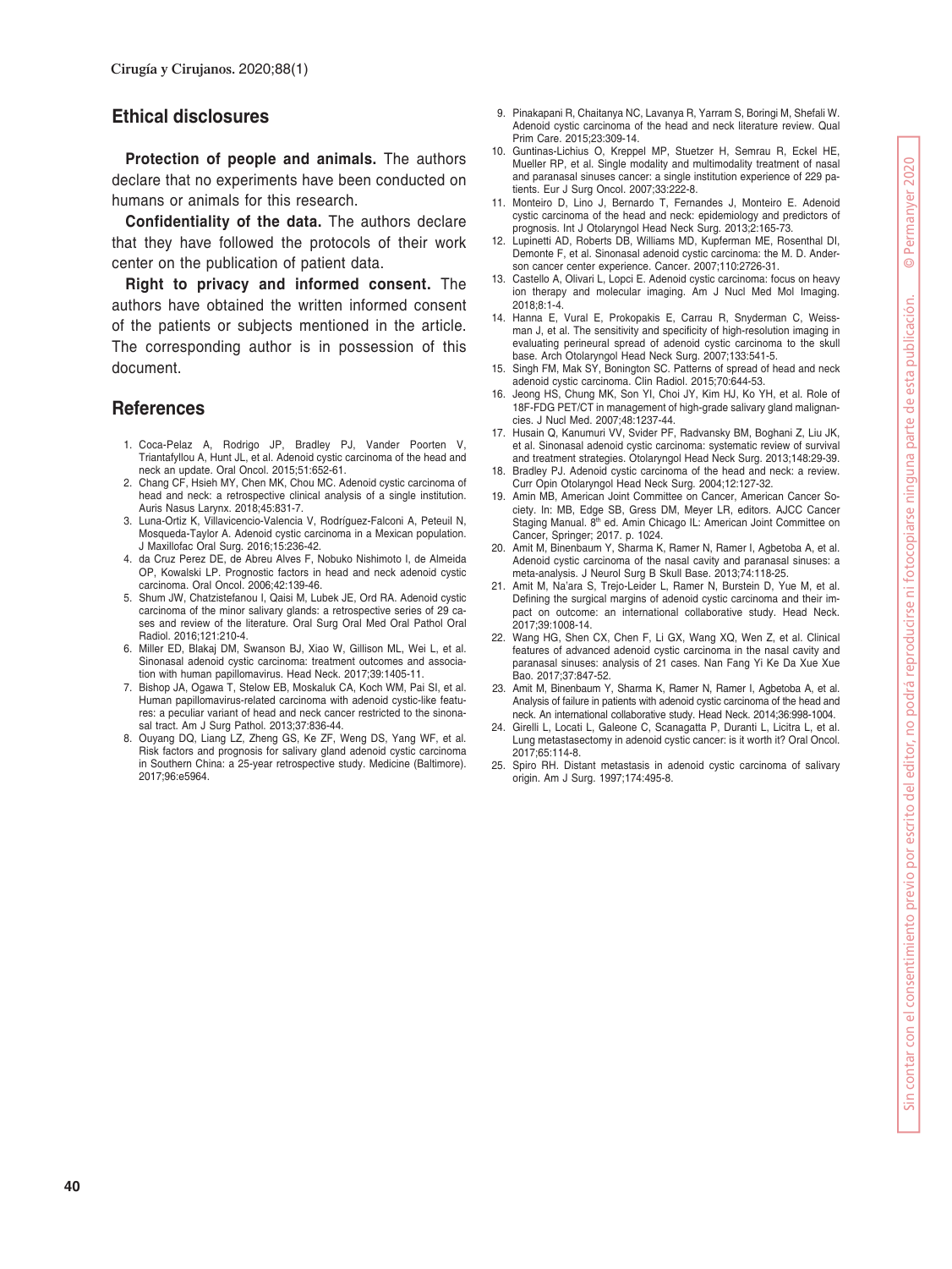## Ethical disclosures

**Protection of people and animals.** The authors declare that no experiments have been conducted on humans or animals for this research.

**Confidentiality of the data.** The authors declare that they have followed the protocols of their work center on the publication of patient data.

**Right to privacy and informed consent.** The authors have obtained the written informed consent of the patients or subjects mentioned in the article. The corresponding author is in possession of this document.

## References

1. Coca-Pelaz A, Rodrigo JP, Bradley PJ, Vander Poorten V, Triantafyllou A, Hunt JL, et al. Adenoid cystic carcinoma of the head and neck an update. Oral Oncol. 2015;51:652-61.
2. Chang CF, Hsieh MY, Chen MK, Chou MC. Adenoid cystic carcinoma of head and neck: a retrospective clinical analysis of a single institution. Auris Nasus Larynx. 2018;45:831-7.
3. Luna-Ortiz K, Villavicencio-Valencia V, Rodríguez-Falconi A, Peteuil N, Mosqueda-Taylor A. Adenoid cystic carcinoma in a Mexican population. J Maxillofac Oral Surg. 2016;15:236-42.
4. da Cruz Perez DE, de Abreu Alves F, Nobuko Nishimoto I, de Almeida OP, Kowalski LP. Prognostic factors in head and neck adenoid cystic carcinoma. Oral Oncol. 2006;42:139-46.
5. Shum JW, Chatzistefanou I, Qaisi M, Lubek JE, Ord RA. Adenoid cystic carcinoma of the minor salivary glands: a retrospective series of 29 cases and review of the literature. Oral Surg Oral Med Oral Pathol Oral Radiol. 2016;121:210-4.
6. Miller ED, Blakaj DM, Swanson BJ, Xiao W, Gillison ML, Wei L, et al. Sinonasal adenoid cystic carcinoma: treatment outcomes and association with human papillomavirus. Head Neck. 2017;39:1405-11.
7. Bishop JA, Ogawa T, Stelow EB, Moskaluk CA, Koch WM, Pai SI, et al. Human papillomavirus-related carcinoma with adenoid cystic-like features: a peculiar variant of head and neck cancer restricted to the sinonasal tract. Am J Surg Pathol. 2013;37:836-44.
8. Ouyang DQ, Liang LZ, Zheng GS, Ke ZF, Weng DS, Yang WF, et al. Risk factors and prognosis for salivary gland adenoid cystic carcinoma in Southern China: a 25-year retrospective study. Medicine (Baltimore). 2017;96:e5964.
9. Pinakapani R, Chaitanya NC, Lavanya R, Yarram S, Boringi M, Shefali W. Adenoid cystic carcinoma of the head and neck literature review. Qual Prim Care. 2015;23:309-14.
10. Guntinas-Lichius O, Kreppel MP, Stuetzer H, Semrau R, Eckel HE, Mueller RP, et al. Single modality and multimodality treatment of nasal and paranasal sinuses cancer: a single institution experience of 229 patients. Eur J Surg Oncol. 2007;33:222-8.
11. Monteiro D, Lino J, Bernardo T, Fernandes J, Monteiro E. Adenoid cystic carcinoma of the head and neck: epidemiology and predictors of prognosis. Int J Otolaryngol Head Neck Surg. 2013;2:165-73.
12. Lupinetti AD, Roberts DB, Williams MD, Kupferman ME, Rosenthal DI, Demonte F, et al. Sinonasal adenoid cystic carcinoma: the M. D. Anderson cancer center experience. Cancer. 2007;110:2726-31.
13. Castello A, Olivari L, Lopci E. Adenoid cystic carcinoma: focus on heavy ion therapy and molecular imaging. Am J Nucl Med Mol Imaging. 2018;8:1-4.
14. Hanna E, Vural E, Prokopakis E, Carrau R, Snyderman C, Weissman J, et al. The sensitivity and specificity of high-resolution imaging in evaluating perineural spread of adenoid cystic carcinoma to the skull base. Arch Otolaryngol Head Neck Surg. 2007;133:541-5.
15. Singh FM, Mak SY, Bonington SC. Patterns of spread of head and neck adenoid cystic carcinoma. Clin Radiol. 2015;70:644-53.
16. Jeong HS, Chung MK, Son YI, Choi JY, Kim HJ, Ko YH, et al. Role of 18F-FDG PET/CT in management of high-grade salivary gland malignancies. J Nucl Med. 2007;48:1237-44.
17. Husain Q, Kanumuri VV, Svider PF, Radvansky BM, Boghani Z, Liu JK, et al. Sinonasal adenoid cystic carcinoma: systematic review of survival and treatment strategies. Otolaryngol Head Neck Surg. 2013;148:29-39.
18. Bradley PJ. Adenoid cystic carcinoma of the head and neck: a review. Curr Opin Otolaryngol Head Neck Surg. 2004;12:127-32.
19. Amin MB, American Joint Committee on Cancer, American Cancer Society. In: MB, Edge SB, Gress DM, Meyer LR, editors. AJCC Cancer Staging Manual. 8th ed. Amin Chicago IL: American Joint Committee on Cancer, Springer; 2017. p. 1024.
20. Amit M, Binenbaum Y, Sharma K, Ramer N, Ramer I, Agbetoba A, et al. Adenoid cystic carcinoma of the nasal cavity and paranasal sinuses: a meta-analysis. J Neurol Surg B Skull Base. 2013;74:118-25.
21. Amit M, Na'ara S, Trejo-Leider L, Ramer N, Burstein D, Yue M, et al. Defining the surgical margins of adenoid cystic carcinoma and their impact on outcome: an international collaborative study. Head Neck. 2017;39:1008-14.
22. Wang HG, Shen CX, Chen F, Li GX, Wang XQ, Wen Z, et al. Clinical features of advanced adenoid cystic carcinoma in the nasal cavity and paranasal sinuses: analysis of 21 cases. Nan Fang Yi Ke Da Xue Xue Bao. 2017;37:847-52.
23. Amit M, Binenbaum Y, Sharma K, Ramer N, Ramer I, Agbetoba A, et al. Analysis of failure in patients with adenoid cystic carcinoma of the head and neck. An international collaborative study. Head Neck. 2014;36:998-1004.
24. Girelli L, Locati L, Galeone C, Scanagatta P, Duranti L, Licitra L, et al. Lung metastasectomy in adenoid cystic cancer: is it worth it? Oral Oncol. 2017;65:114-8.
25. Spiro RH. Distant metastasis in adenoid cystic carcinoma of salivary origin. Am J Surg. 1997;174:495-8.